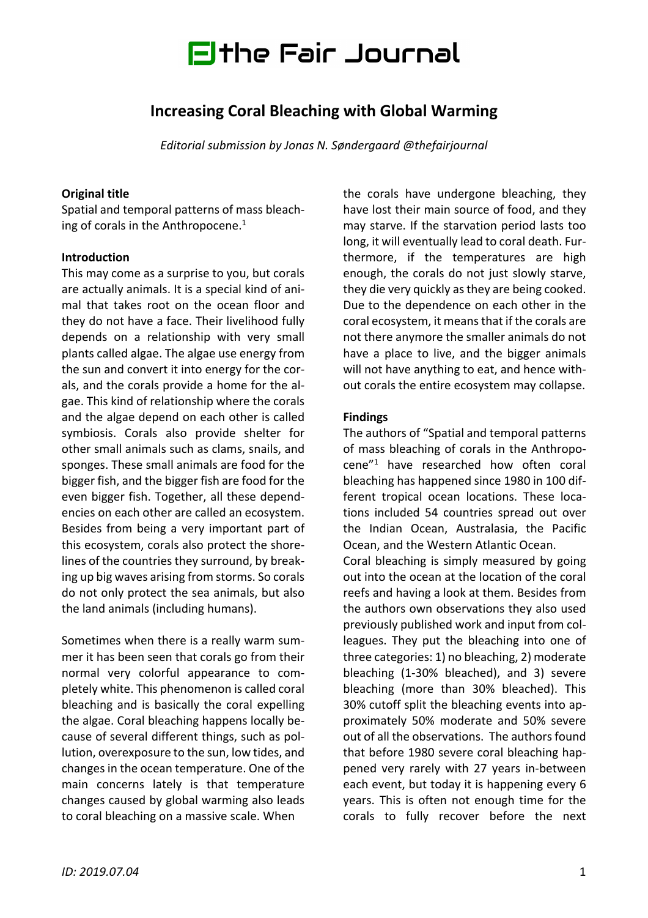# the Fair Journal

## Increasing Coral Bleaching with Global Warming

*Editorial submission by Jonas N. Søndergaard @thefairjournal*

**Original title**

Spatial and temporal patterns of mass bleaching of corals in the Anthropocene.[1]

**Introduction**

This may come as a surprise to you, but corals are actually animals. It is a special kind of animal that takes root on the ocean floor and they do not have a face. Their livelihood fully depends on a relationship with very small plants called algae. The algae use energy from the sun and convert it into energy for the corals, and the corals provide a home for the algae. This kind of relationship where the corals and the algae depend on each other is called symbiosis. Corals also provide shelter for other small animals such as clams, snails, and sponges. These small animals are food for the bigger fish, and the bigger fish are food for the even bigger fish. Together, all these dependencies on each other are called an ecosystem. Besides from being a very important part of this ecosystem, corals also protect the shorelines of the countries they surround, by breaking up big waves arising from storms. So corals do not only protect the sea animals, but also the land animals (including humans).

Sometimes when there is a really warm summer it has been seen that corals go from their normal very colorful appearance to completely white. This phenomenon is called coral bleaching and is basically the coral expelling the algae. Coral bleaching happens locally because of several different things, such as pollution, overexposure to the sun, low tides, and changes in the ocean temperature. One of the main concerns lately is that temperature changes caused by global warming also leads to coral bleaching on a massive scale. When the corals have undergone bleaching, they have lost their main source of food, and they may starve. If the starvation period lasts too long, it will eventually lead to coral death. Furthermore, if the temperatures are high enough, the corals do not just slowly starve, they die very quickly as they are being cooked. Due to the dependence on each other in the coral ecosystem, it means that if the corals are not there anymore the smaller animals do not have a place to live, and the bigger animals will not have anything to eat, and hence without corals the entire ecosystem may collapse.

**Findings**

The authors of "Spatial and temporal patterns of mass bleaching of corals in the Anthropocene"[1] have researched how often coral bleaching has happened since 1980 in 100 different tropical ocean locations. These locations included 54 countries spread out over the Indian Ocean, Australasia, the Pacific Ocean, and the Western Atlantic Ocean.

Coral bleaching is simply measured by going out into the ocean at the location of the coral reefs and having a look at them. Besides from the authors own observations they also used previously published work and input from colleagues. They put the bleaching into one of three categories: 1) no bleaching, 2) moderate bleaching (1-30% bleached), and 3) severe bleaching (more than 30% bleached). This 30% cutoff split the bleaching events into approximately 50% moderate and 50% severe out of all the observations. The authors found that before 1980 severe coral bleaching happened very rarely with 27 years in-between each event, but today it is happening every 6 years. This is often not enough time for the corals to fully recover before the next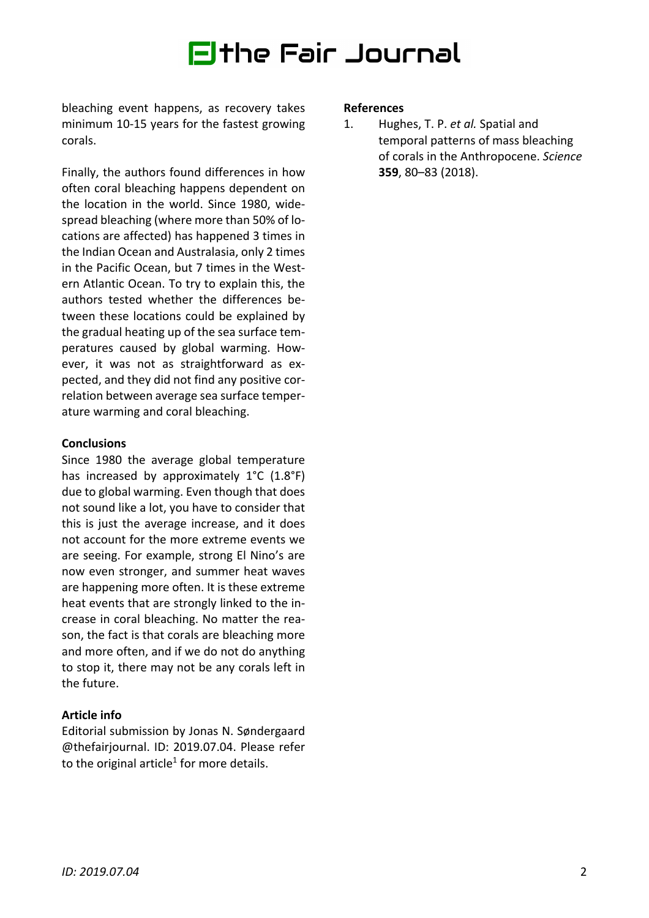bleaching event happens, as recovery takes minimum 10-15 years for the fastest growing corals.

Finally, the authors found differences in how often coral bleaching happens dependent on the location in the world. Since 1980, wide-spread bleaching (where more than 50% of locations are affected) has happened 3 times in the Indian Ocean and Australasia, only 2 times in the Pacific Ocean, but 7 times in the Western Atlantic Ocean. To try to explain this, the authors tested whether the differences between these locations could be explained by the gradual heating up of the sea surface temperatures caused by global warming. However, it was not as straightforward as expected, and they did not find any positive correlation between average sea surface temperature warming and coral bleaching.

**Conclusions**

Since 1980 the average global temperature has increased by approximately 1°C (1.8°F) due to global warming. Even though that does not sound like a lot, you have to consider that this is just the average increase, and it does not account for the more extreme events we are seeing. For example, strong El Nino's are now even stronger, and summer heat waves are happening more often. It is these extreme heat events that are strongly linked to the increase in coral bleaching. No matter the reason, the fact is that corals are bleaching more and more often, and if we do not do anything to stop it, there may not be any corals left in the future.

**Article info**

Editorial submission by Jonas N. Søndergaard @thefairjournal. ID: 2019.07.04. Please refer to the original article[1] for more details.

**References**

1. Hughes, T. P. *et al.* Spatial and temporal patterns of mass bleaching of corals in the Anthropocene. *Science* **359**, 80–83 (2018).